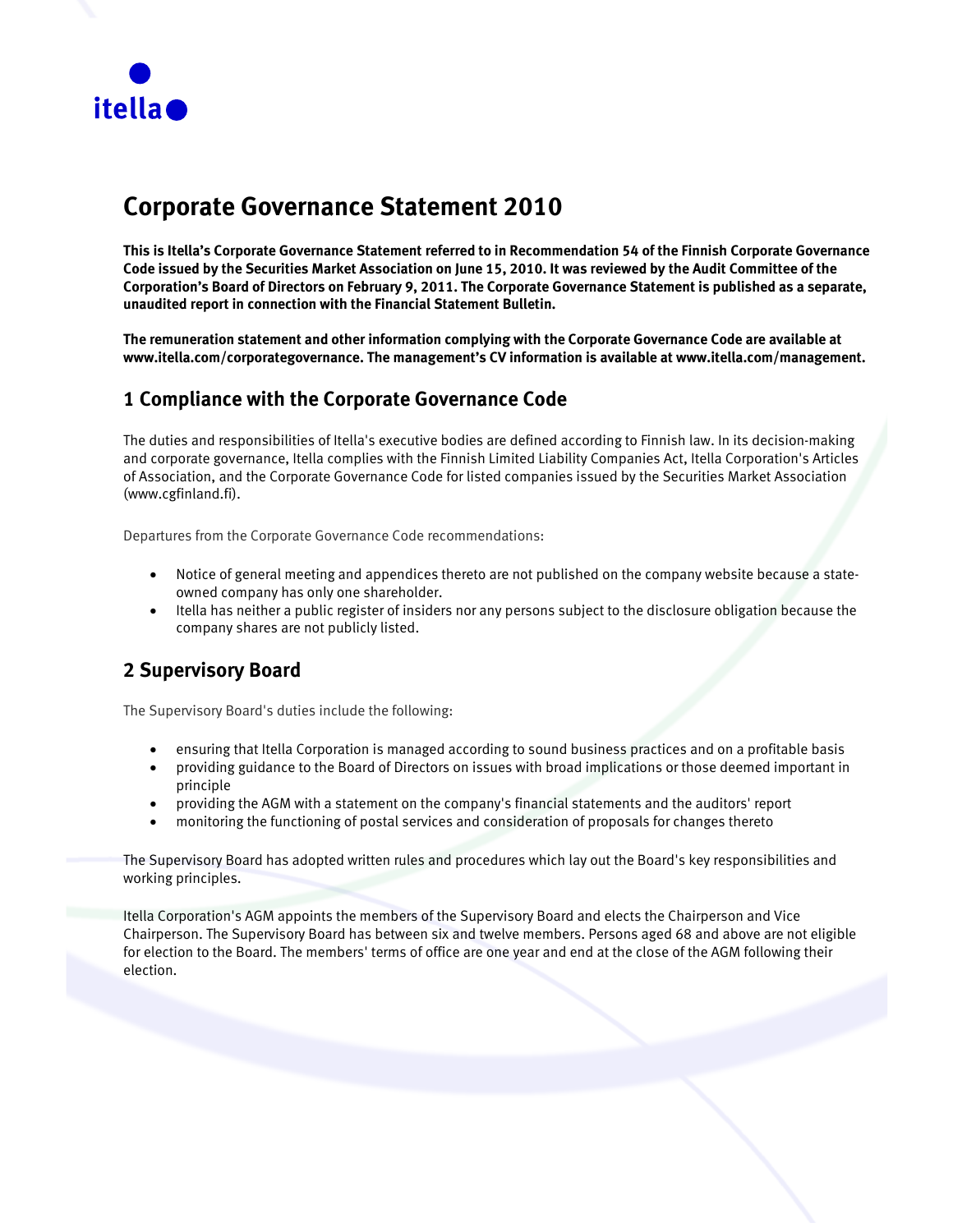# Corporate Governance Statement 2010

**This is Itella's Corporate Governance Statement referred to in Recommendation 54 of the Finnish Corporate Governance Code issued by the Securities Market Association on June 15, 2010. It was reviewed by the Audit Committee of the Corporation's Board of Directors on February 9, 2011. The Corporate Governance Statement is published as a separate, unaudited report in connection with the Financial Statement Bulletin.**

**The remuneration statement and other information complying with the Corporate Governance Code are available at www.itella.com/corporategovernance. The management's CV information is available at www.itella.com/management.**

## 1 Compliance with the Corporate Governance Code

The duties and responsibilities of Itella's executive bodies are defined according to Finnish law. In its decision-making and corporate governance, Itella complies with the Finnish Limited Liability Companies Act, Itella Corporation's Articles of Association, and the Corporate Governance Code for listed companies issued by the Securities Market Association (www.cgfinland.fi).

Departures from the Corporate Governance Code recommendations:

- Notice of general meeting and appendices thereto are not published on the company website because a state-owned company has only one shareholder.
- Itella has neither a public register of insiders nor any persons subject to the disclosure obligation because the company shares are not publicly listed.

## 2 Supervisory Board

The Supervisory Board's duties include the following:

- ensuring that Itella Corporation is managed according to sound business practices and on a profitable basis
- providing guidance to the Board of Directors on issues with broad implications or those deemed important in principle
- providing the AGM with a statement on the company's financial statements and the auditors' report
- monitoring the functioning of postal services and consideration of proposals for changes thereto

The Supervisory Board has adopted written rules and procedures which lay out the Board's key responsibilities and working principles.

Itella Corporation's AGM appoints the members of the Supervisory Board and elects the Chairperson and Vice Chairperson. The Supervisory Board has between six and twelve members. Persons aged 68 and above are not eligible for election to the Board. The members' terms of office are one year and end at the close of the AGM following their election.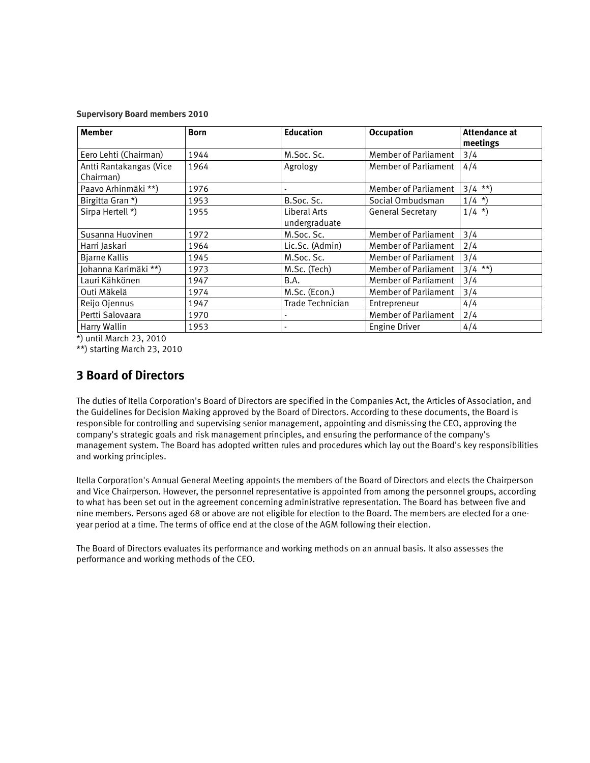**Supervisory Board members 2010**

| Member | Born | Education | Occupation | Attendance at meetings |
|---|---|---|---|---|
| Eero Lehti (Chairman) | 1944 | M.Soc. Sc. | Member of Parliament | 3/4 |
| Antti Rantakangas (Vice Chairman) | 1964 | Agrology | Member of Parliament | 4/4 |
| Paavo Arhinmäki **) | 1976 | - | Member of Parliament | 3/4 **) |
| Birgitta Gran *) | 1953 | B.Soc. Sc. | Social Ombudsman | 1/4 *) |
| Sirpa Hertell *) | 1955 | Liberal Arts undergraduate | General Secretary | 1/4 *) |
| Susanna Huovinen | 1972 | M.Soc. Sc. | Member of Parliament | 3/4 |
| Harri Jaskari | 1964 | Lic.Sc. (Admin) | Member of Parliament | 2/4 |
| Bjarne Kallis | 1945 | M.Soc. Sc. | Member of Parliament | 3/4 |
| Johanna Karimäki **) | 1973 | M.Sc. (Tech) | Member of Parliament | 3/4 **) |
| Lauri Kähkönen | 1947 | B.A. | Member of Parliament | 3/4 |
| Outi Mäkelä | 1974 | M.Sc. (Econ.) | Member of Parliament | 3/4 |
| Reijo Ojennus | 1947 | Trade Technician | Entrepreneur | 4/4 |
| Pertti Salovaara | 1970 | - | Member of Parliament | 2/4 |
| Harry Wallin | 1953 | - | Engine Driver | 4/4 |

*) until March 23, 2010

**) starting March 23, 2010

## 3 Board of Directors

The duties of Itella Corporation's Board of Directors are specified in the Companies Act, the Articles of Association, and the Guidelines for Decision Making approved by the Board of Directors. According to these documents, the Board is responsible for controlling and supervising senior management, appointing and dismissing the CEO, approving the company's strategic goals and risk management principles, and ensuring the performance of the company's management system. The Board has adopted written rules and procedures which lay out the Board's key responsibilities and working principles.

Itella Corporation's Annual General Meeting appoints the members of the Board of Directors and elects the Chairperson and Vice Chairperson. However, the personnel representative is appointed from among the personnel groups, according to what has been set out in the agreement concerning administrative representation. The Board has between five and nine members. Persons aged 68 or above are not eligible for election to the Board. The members are elected for a one-year period at a time. The terms of office end at the close of the AGM following their election.

The Board of Directors evaluates its performance and working methods on an annual basis. It also assesses the performance and working methods of the CEO.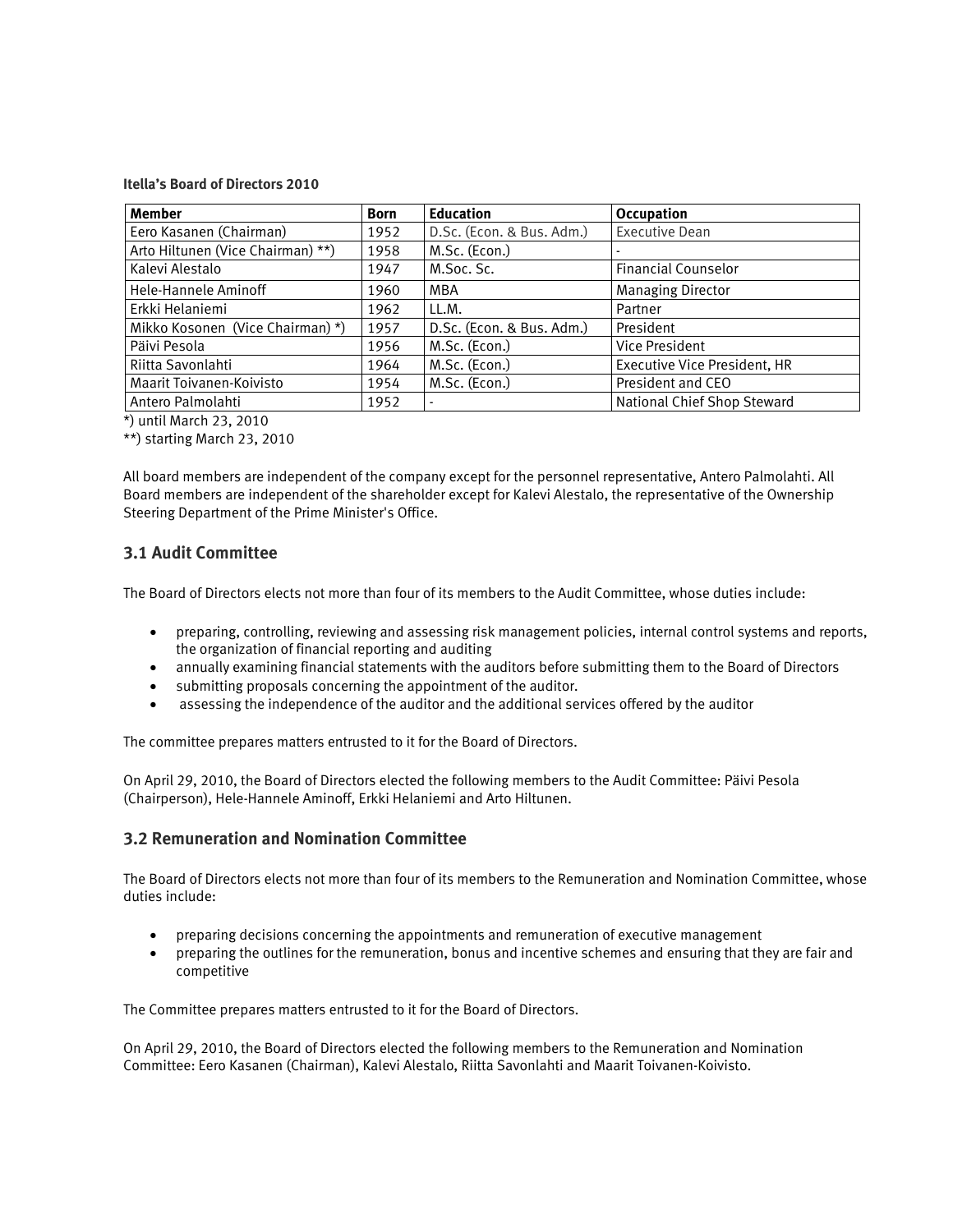**Itella's Board of Directors 2010**

| Member | Born | Education | Occupation |
|---|---|---|---|
| Eero Kasanen (Chairman) | 1952 | D.Sc. (Econ. & Bus. Adm.) | Executive Dean |
| Arto Hiltunen (Vice Chairman) **) | 1958 | M.Sc. (Econ.) | - |
| Kalevi Alestalo | 1947 | M.Soc. Sc. | Financial Counselor |
| Hele-Hannele Aminoff | 1960 | MBA | Managing Director |
| Erkki Helaniemi | 1962 | LL.M. | Partner |
| Mikko Kosonen (Vice Chairman) *) | 1957 | D.Sc. (Econ. & Bus. Adm.) | President |
| Päivi Pesola | 1956 | M.Sc. (Econ.) | Vice President |
| Riitta Savonlahti | 1964 | M.Sc. (Econ.) | Executive Vice President, HR |
| Maarit Toivanen-Koivisto | 1954 | M.Sc. (Econ.) | President and CEO |
| Antero Palmolahti | 1952 | - | National Chief Shop Steward |

*) until March 23, 2010

**) starting March 23, 2010

All board members are independent of the company except for the personnel representative, Antero Palmolahti. All Board members are independent of the shareholder except for Kalevi Alestalo, the representative of the Ownership Steering Department of the Prime Minister's Office.

## 3.1 Audit Committee

The Board of Directors elects not more than four of its members to the Audit Committee, whose duties include:

- preparing, controlling, reviewing and assessing risk management policies, internal control systems and reports, the organization of financial reporting and auditing
- annually examining financial statements with the auditors before submitting them to the Board of Directors
- submitting proposals concerning the appointment of the auditor.
- assessing the independence of the auditor and the additional services offered by the auditor

The committee prepares matters entrusted to it for the Board of Directors.

On April 29, 2010, the Board of Directors elected the following members to the Audit Committee: Päivi Pesola (Chairperson), Hele-Hannele Aminoff, Erkki Helaniemi and Arto Hiltunen.

## 3.2 Remuneration and Nomination Committee

The Board of Directors elects not more than four of its members to the Remuneration and Nomination Committee, whose duties include:

- preparing decisions concerning the appointments and remuneration of executive management
- preparing the outlines for the remuneration, bonus and incentive schemes and ensuring that they are fair and competitive

The Committee prepares matters entrusted to it for the Board of Directors.

On April 29, 2010, the Board of Directors elected the following members to the Remuneration and Nomination Committee: Eero Kasanen (Chairman), Kalevi Alestalo, Riitta Savonlahti and Maarit Toivanen-Koivisto.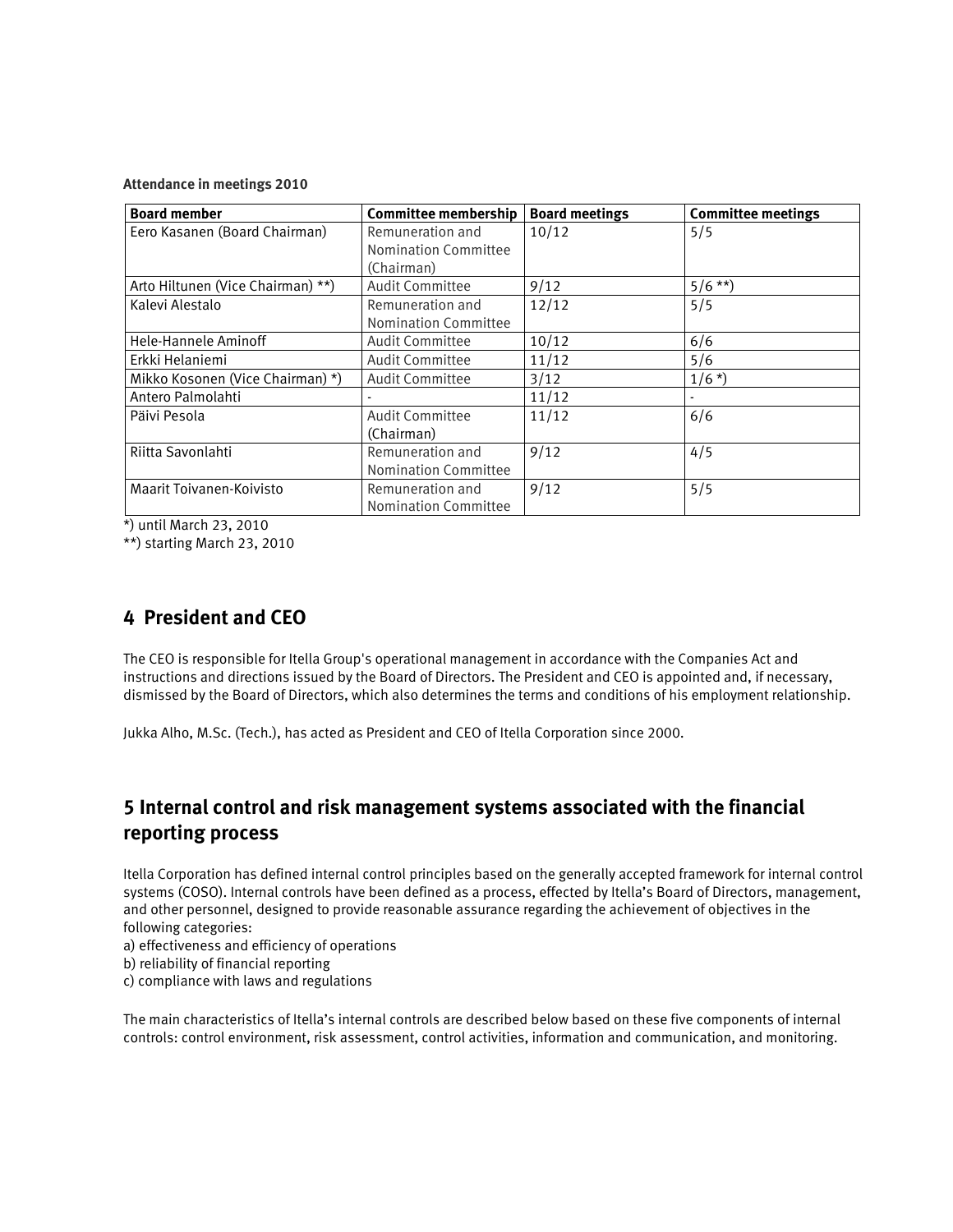**Attendance in meetings 2010**

| Board member | Committee membership | Board meetings | Committee meetings |
|---|---|---|---|
| Eero Kasanen (Board Chairman) | Remuneration and Nomination Committee (Chairman) | 10/12 | 5/5 |
| Arto Hiltunen (Vice Chairman) **) | Audit Committee | 9/12 | 5/6 **) |
| Kalevi Alestalo | Remuneration and Nomination Committee | 12/12 | 5/5 |
| Hele-Hannele Aminoff | Audit Committee | 10/12 | 6/6 |
| Erkki Helaniemi | Audit Committee | 11/12 | 5/6 |
| Mikko Kosonen (Vice Chairman) *) | Audit Committee | 3/12 | 1/6 *) |
| Antero Palmolahti | - | 11/12 | - |
| Päivi Pesola | Audit Committee (Chairman) | 11/12 | 6/6 |
| Riitta Savonlahti | Remuneration and Nomination Committee | 9/12 | 4/5 |
| Maarit Toivanen-Koivisto | Remuneration and Nomination Committee | 9/12 | 5/5 |

*) until March 23, 2010

**) starting March 23, 2010

## 4 President and CEO

The CEO is responsible for Itella Group's operational management in accordance with the Companies Act and instructions and directions issued by the Board of Directors. The President and CEO is appointed and, if necessary, dismissed by the Board of Directors, which also determines the terms and conditions of his employment relationship.

Jukka Alho, M.Sc. (Tech.), has acted as President and CEO of Itella Corporation since 2000.

## 5 Internal control and risk management systems associated with the financial reporting process

Itella Corporation has defined internal control principles based on the generally accepted framework for internal control systems (COSO). Internal controls have been defined as a process, effected by Itella's Board of Directors, management, and other personnel, designed to provide reasonable assurance regarding the achievement of objectives in the following categories:

a) effectiveness and efficiency of operations
b) reliability of financial reporting
c) compliance with laws and regulations

The main characteristics of Itella's internal controls are described below based on these five components of internal controls: control environment, risk assessment, control activities, information and communication, and monitoring.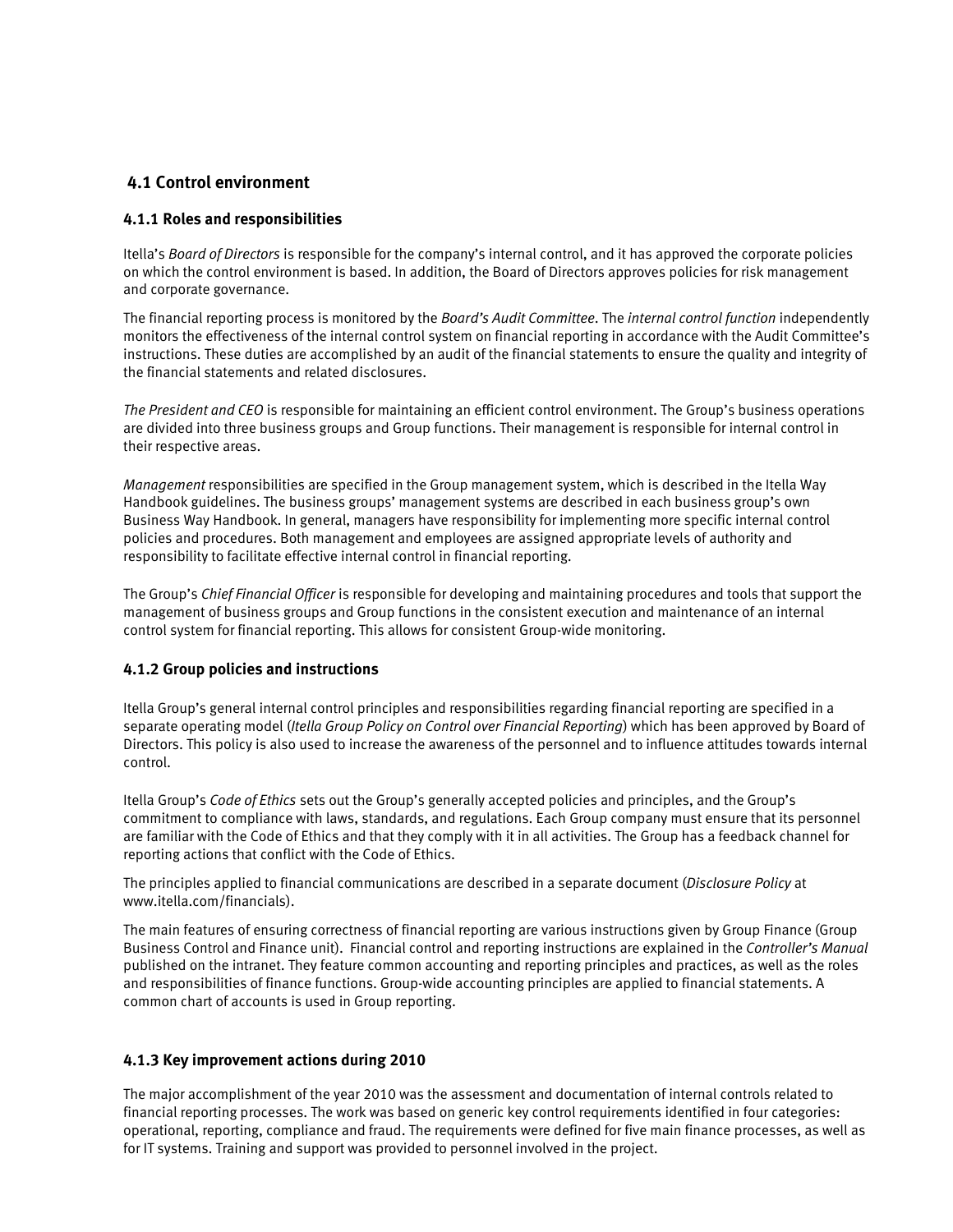## 4.1 Control environment

### 4.1.1 Roles and responsibilities

Itella's *Board of Directors* is responsible for the company's internal control, and it has approved the corporate policies on which the control environment is based. In addition, the Board of Directors approves policies for risk management and corporate governance.

The financial reporting process is monitored by the *Board's Audit Committee*. The *internal control function* independently monitors the effectiveness of the internal control system on financial reporting in accordance with the Audit Committee's instructions. These duties are accomplished by an audit of the financial statements to ensure the quality and integrity of the financial statements and related disclosures.

*The President and CEO* is responsible for maintaining an efficient control environment. The Group's business operations are divided into three business groups and Group functions. Their management is responsible for internal control in their respective areas.

*Management* responsibilities are specified in the Group management system, which is described in the Itella Way Handbook guidelines. The business groups' management systems are described in each business group's own Business Way Handbook. In general, managers have responsibility for implementing more specific internal control policies and procedures. Both management and employees are assigned appropriate levels of authority and responsibility to facilitate effective internal control in financial reporting.

The Group's *Chief Financial Officer* is responsible for developing and maintaining procedures and tools that support the management of business groups and Group functions in the consistent execution and maintenance of an internal control system for financial reporting. This allows for consistent Group-wide monitoring.

### 4.1.2 Group policies and instructions

Itella Group's general internal control principles and responsibilities regarding financial reporting are specified in a separate operating model (*Itella Group Policy on Control over Financial Reporting*) which has been approved by Board of Directors. This policy is also used to increase the awareness of the personnel and to influence attitudes towards internal control.

Itella Group's *Code of Ethics* sets out the Group's generally accepted policies and principles, and the Group's commitment to compliance with laws, standards, and regulations. Each Group company must ensure that its personnel are familiar with the Code of Ethics and that they comply with it in all activities. The Group has a feedback channel for reporting actions that conflict with the Code of Ethics.

The principles applied to financial communications are described in a separate document (*Disclosure Policy* at www.itella.com/financials).

The main features of ensuring correctness of financial reporting are various instructions given by Group Finance (Group Business Control and Finance unit). Financial control and reporting instructions are explained in the *Controller's Manual* published on the intranet. They feature common accounting and reporting principles and practices, as well as the roles and responsibilities of finance functions. Group-wide accounting principles are applied to financial statements. A common chart of accounts is used in Group reporting.

### 4.1.3 Key improvement actions during 2010

The major accomplishment of the year 2010 was the assessment and documentation of internal controls related to financial reporting processes. The work was based on generic key control requirements identified in four categories: operational, reporting, compliance and fraud. The requirements were defined for five main finance processes, as well as for IT systems. Training and support was provided to personnel involved in the project.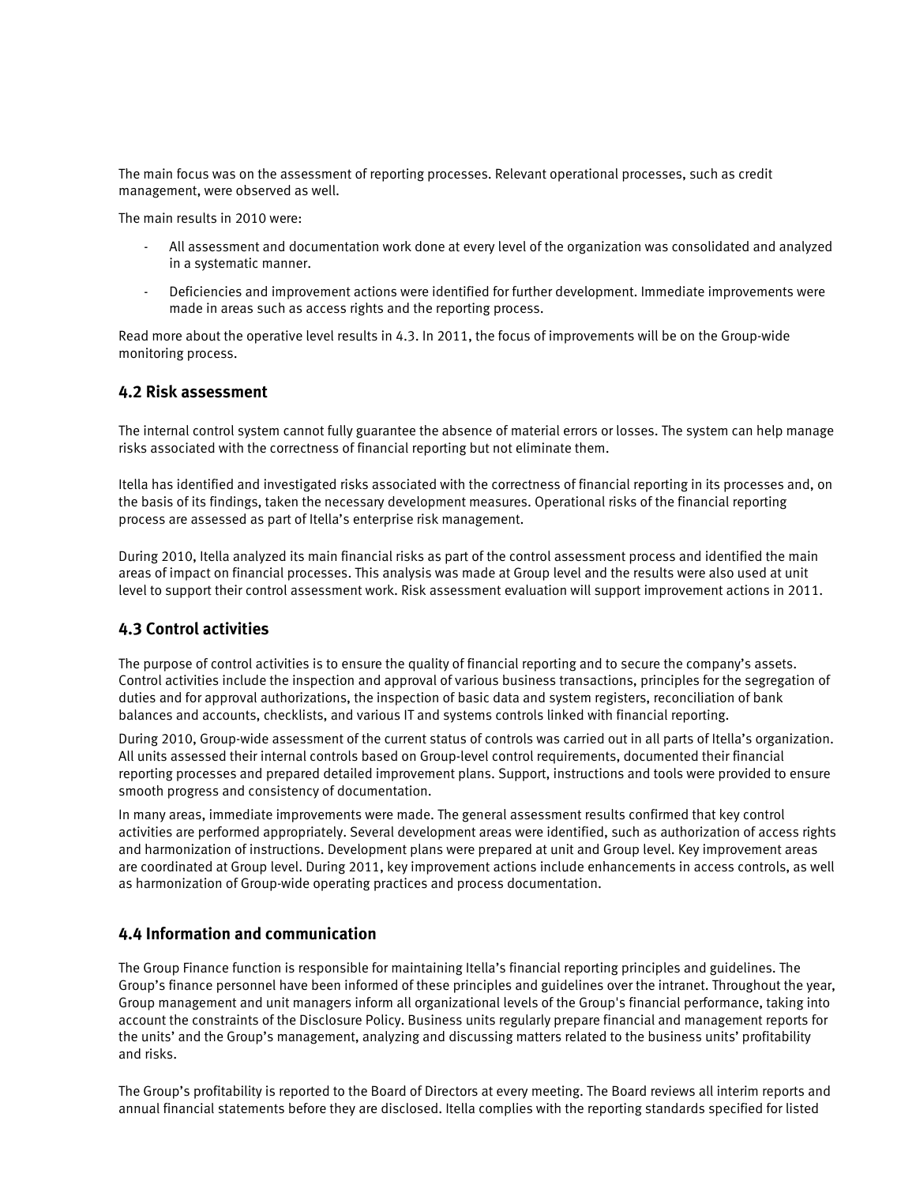The main focus was on the assessment of reporting processes. Relevant operational processes, such as credit management, were observed as well.

The main results in 2010 were:

- All assessment and documentation work done at every level of the organization was consolidated and analyzed in a systematic manner.
- Deficiencies and improvement actions were identified for further development. Immediate improvements were made in areas such as access rights and the reporting process.

Read more about the operative level results in 4.3. In 2011, the focus of improvements will be on the Group-wide monitoring process.

## 4.2 Risk assessment

The internal control system cannot fully guarantee the absence of material errors or losses. The system can help manage risks associated with the correctness of financial reporting but not eliminate them.

Itella has identified and investigated risks associated with the correctness of financial reporting in its processes and, on the basis of its findings, taken the necessary development measures. Operational risks of the financial reporting process are assessed as part of Itella's enterprise risk management.

During 2010, Itella analyzed its main financial risks as part of the control assessment process and identified the main areas of impact on financial processes. This analysis was made at Group level and the results were also used at unit level to support their control assessment work. Risk assessment evaluation will support improvement actions in 2011.

## 4.3 Control activities

The purpose of control activities is to ensure the quality of financial reporting and to secure the company's assets. Control activities include the inspection and approval of various business transactions, principles for the segregation of duties and for approval authorizations, the inspection of basic data and system registers, reconciliation of bank balances and accounts, checklists, and various IT and systems controls linked with financial reporting.

During 2010, Group-wide assessment of the current status of controls was carried out in all parts of Itella's organization. All units assessed their internal controls based on Group-level control requirements, documented their financial reporting processes and prepared detailed improvement plans. Support, instructions and tools were provided to ensure smooth progress and consistency of documentation.

In many areas, immediate improvements were made. The general assessment results confirmed that key control activities are performed appropriately. Several development areas were identified, such as authorization of access rights and harmonization of instructions. Development plans were prepared at unit and Group level. Key improvement areas are coordinated at Group level. During 2011, key improvement actions include enhancements in access controls, as well as harmonization of Group-wide operating practices and process documentation.

## 4.4 Information and communication

The Group Finance function is responsible for maintaining Itella's financial reporting principles and guidelines. The Group's finance personnel have been informed of these principles and guidelines over the intranet. Throughout the year, Group management and unit managers inform all organizational levels of the Group's financial performance, taking into account the constraints of the Disclosure Policy. Business units regularly prepare financial and management reports for the units' and the Group's management, analyzing and discussing matters related to the business units' profitability and risks.

The Group's profitability is reported to the Board of Directors at every meeting. The Board reviews all interim reports and annual financial statements before they are disclosed. Itella complies with the reporting standards specified for listed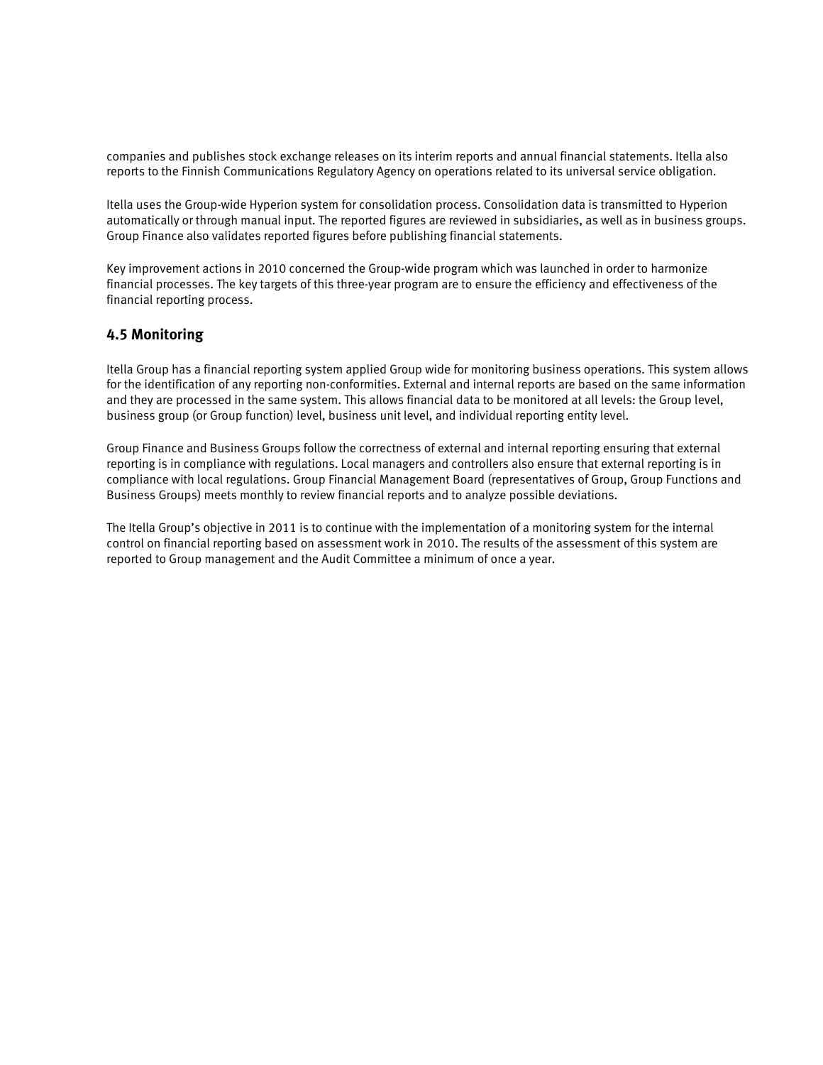companies and publishes stock exchange releases on its interim reports and annual financial statements. Itella also reports to the Finnish Communications Regulatory Agency on operations related to its universal service obligation.

Itella uses the Group-wide Hyperion system for consolidation process. Consolidation data is transmitted to Hyperion automatically or through manual input. The reported figures are reviewed in subsidiaries, as well as in business groups. Group Finance also validates reported figures before publishing financial statements.

Key improvement actions in 2010 concerned the Group-wide program which was launched in order to harmonize financial processes. The key targets of this three-year program are to ensure the efficiency and effectiveness of the financial reporting process.

## 4.5 Monitoring

Itella Group has a financial reporting system applied Group wide for monitoring business operations. This system allows for the identification of any reporting non-conformities. External and internal reports are based on the same information and they are processed in the same system. This allows financial data to be monitored at all levels: the Group level, business group (or Group function) level, business unit level, and individual reporting entity level.

Group Finance and Business Groups follow the correctness of external and internal reporting ensuring that external reporting is in compliance with regulations. Local managers and controllers also ensure that external reporting is in compliance with local regulations. Group Financial Management Board (representatives of Group, Group Functions and Business Groups) meets monthly to review financial reports and to analyze possible deviations.

The Itella Group's objective in 2011 is to continue with the implementation of a monitoring system for the internal control on financial reporting based on assessment work in 2010. The results of the assessment of this system are reported to Group management and the Audit Committee a minimum of once a year.